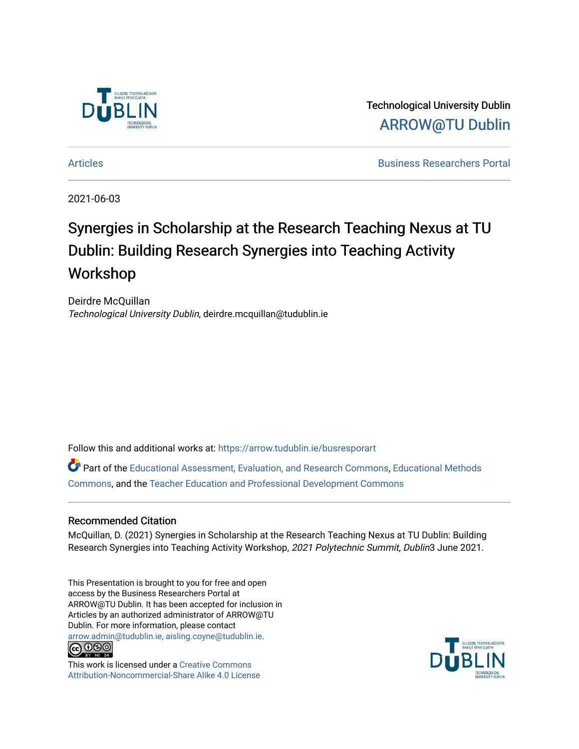Technological University Dublin

ARROW@TU Dublin

Articles | Business Researchers Portal

2021-06-03

# Synergies in Scholarship at the Research Teaching Nexus at TU Dublin: Building Research Synergies into Teaching Activity Workshop

Deirdre McQuillan
*Technological University Dublin*, deirdre.mcquillan@tudublin.ie

Follow this and additional works at: https://arrow.tudublin.ie/busresporart

Part of the Educational Assessment, Evaluation, and Research Commons, Educational Methods Commons, and the Teacher Education and Professional Development Commons

## Recommended Citation

McQuillan, D. (2021) Synergies in Scholarship at the Research Teaching Nexus at TU Dublin: Building Research Synergies into Teaching Activity Workshop, *2021 Polytechnic Summit, Dublin*3 June 2021.

This Presentation is brought to you for free and open access by the Business Researchers Portal at ARROW@TU Dublin. It has been accepted for inclusion in Articles by an authorized administrator of ARROW@TU Dublin. For more information, please contact arrow.admin@tudublin.ie, aisling.coyne@tudublin.ie.

This work is licensed under a Creative Commons Attribution-Noncommercial-Share Alike 4.0 License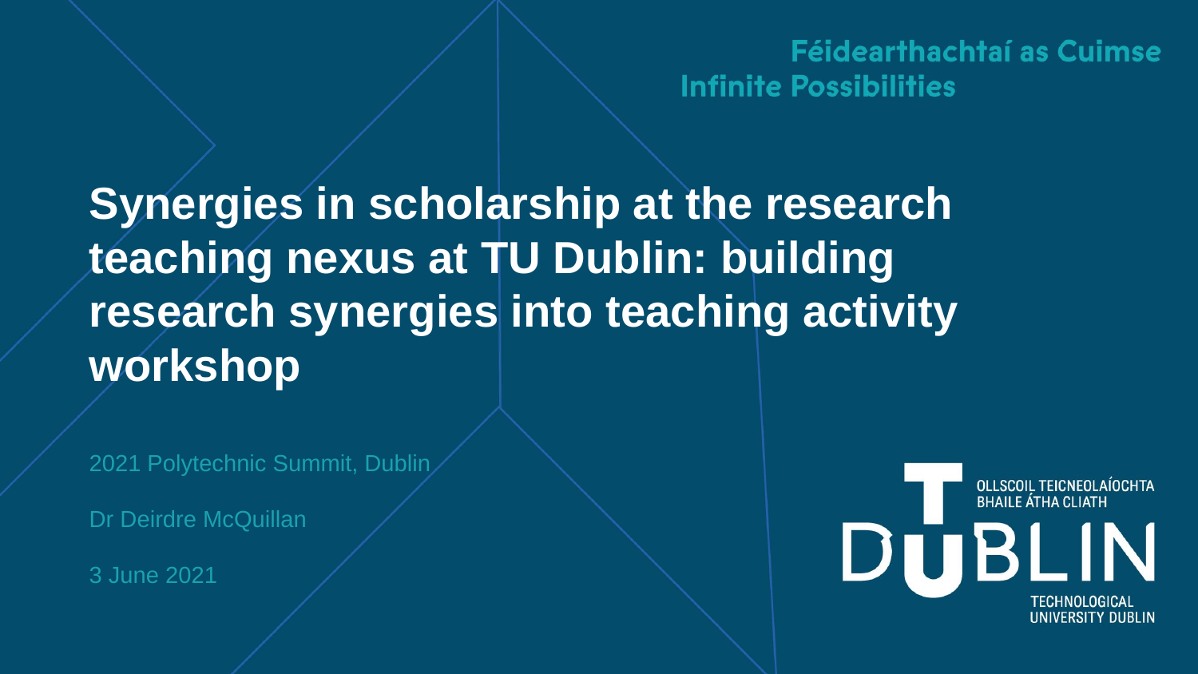Féidearthachtaí as Cuimse
Infinite Possibilities

# Synergies in scholarship at the research teaching nexus at TU Dublin: building research synergies into teaching activity workshop

2021 Polytechnic Summit, Dublin

Dr Deirdre McQuillan

3 June 2021

OLLSCOIL TEICNEOLAÍOCHTA BHAILE ÁTHA CLIATH

DUBLIN

TECHNOLOGICAL UNIVERSITY DUBLIN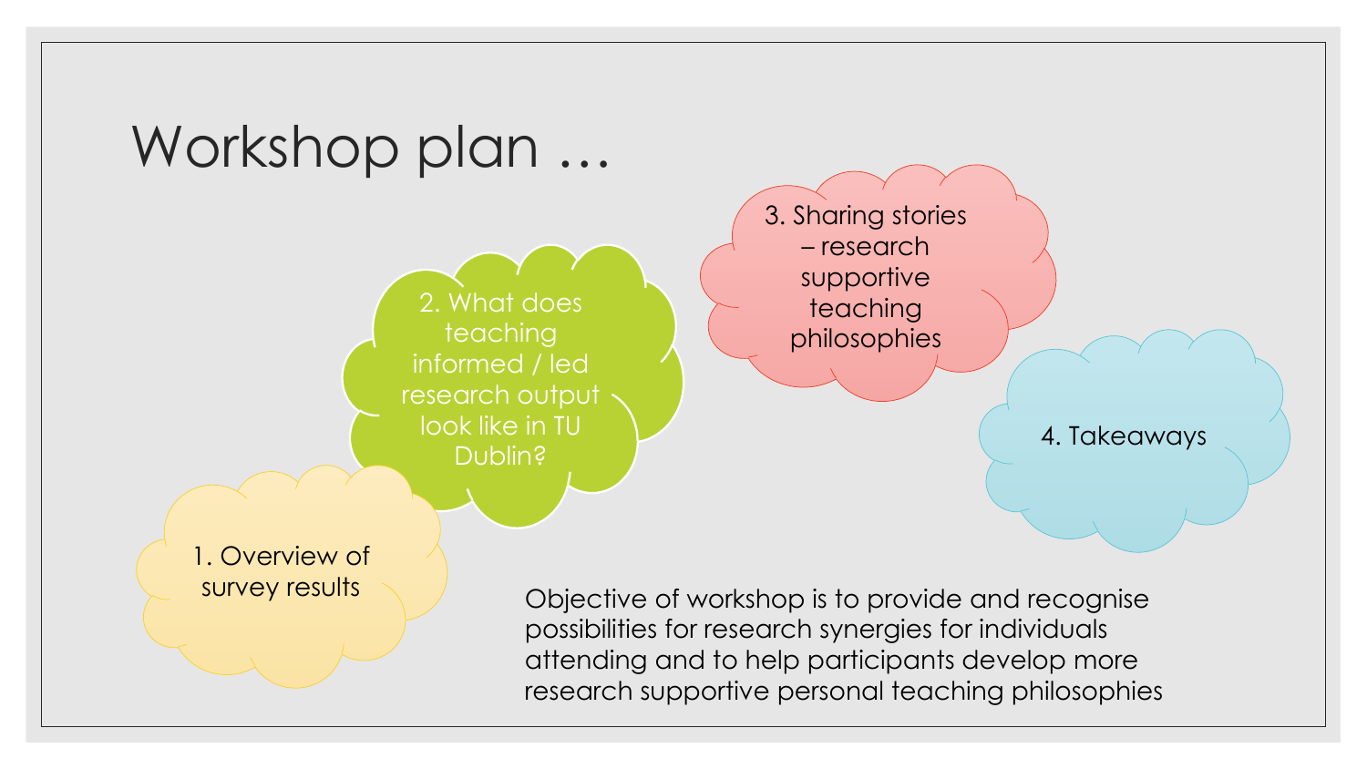# Workshop plan …

1. Overview of survey results
2. What does teaching informed / led research output look like in TU Dublin?
3. Sharing stories – research supportive teaching philosophies
4. Takeaways

Objective of workshop is to provide and recognise possibilities for research synergies for individuals attending and to help participants develop more research supportive personal teaching philosophies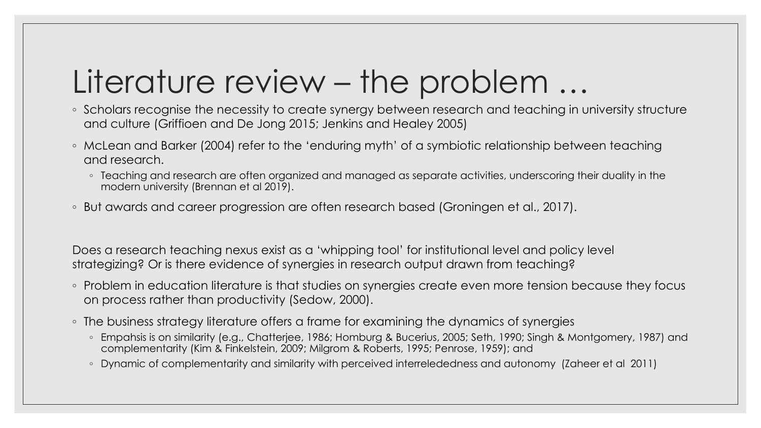# Literature review – the problem …

- Scholars recognise the necessity to create synergy between research and teaching in university structure and culture (Griffioen and De Jong 2015; Jenkins and Healey 2005)
- McLean and Barker (2004) refer to the 'enduring myth' of a symbiotic relationship between teaching and research.
  - Teaching and research are often organized and managed as separate activities, underscoring their duality in the modern university (Brennan et al 2019).
- But awards and career progression are often research based (Groningen et al., 2017).

Does a research teaching nexus exist as a 'whipping tool' for institutional level and policy level strategizing? Or is there evidence of synergies in research output drawn from teaching?

- Problem in education literature is that studies on synergies create even more tension because they focus on process rather than productivity (Sedow, 2000).
- The business strategy literature offers a frame for examining the dynamics of synergies
  - Empahsis is on similarity (e.g., Chatterjee, 1986; Homburg & Bucerius, 2005; Seth, 1990; Singh & Montgomery, 1987) and complementarity (Kim & Finkelstein, 2009; Milgrom & Roberts, 1995; Penrose, 1959); and
  - Dynamic of complementarity and similarity with perceived interrelededness and autonomy (Zaheer et al 2011)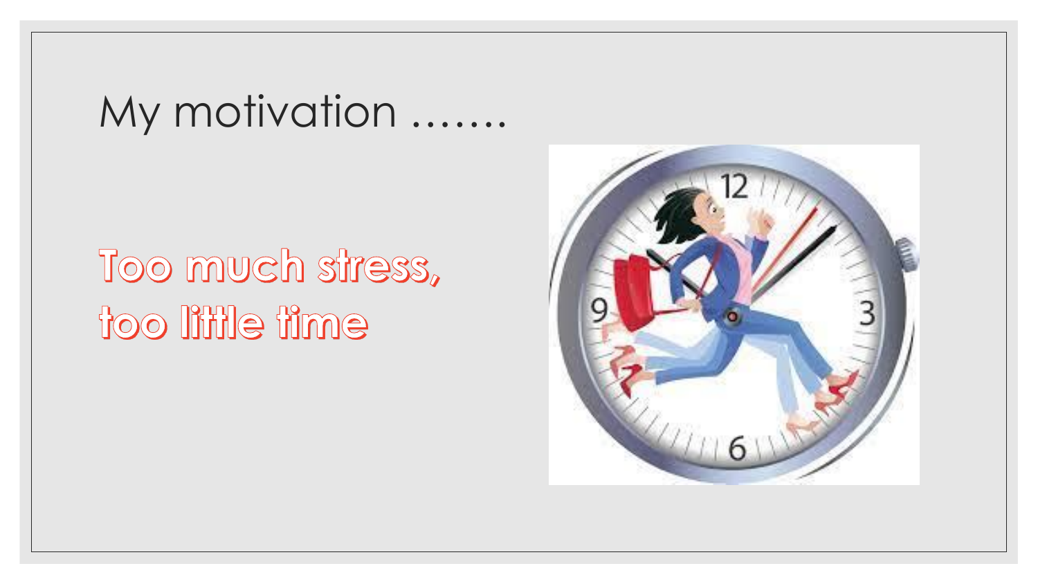# My motivation …….

**Too much stress, too little time**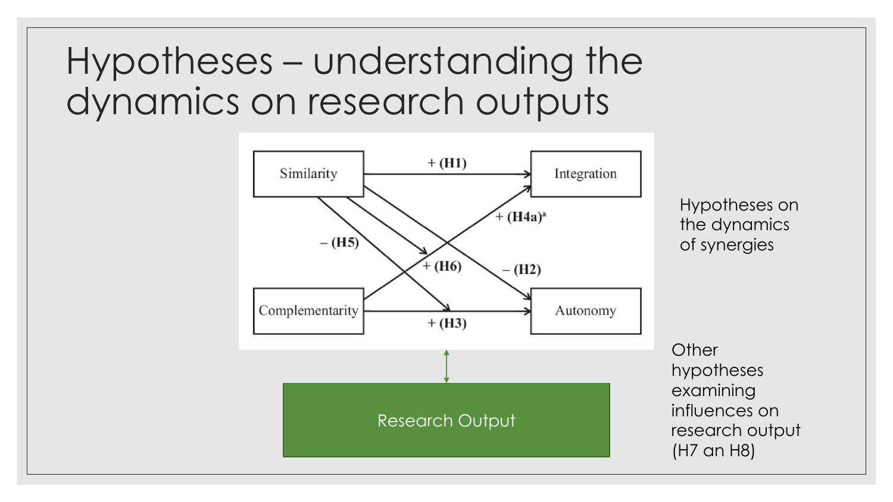# Hypotheses – understanding the dynamics on research outputs

Similarity → Integration: + (H1)

Similarity → Autonomy: – (H2)

Complementarity → Autonomy: + (H3)

Complementarity → Integration: + (H4a)[a]

Similarity: – (H5)

Similarity: + (H6)

Research Output

Hypotheses on the dynamics of synergies

Other hypotheses examining influences on research output (H7 an H8)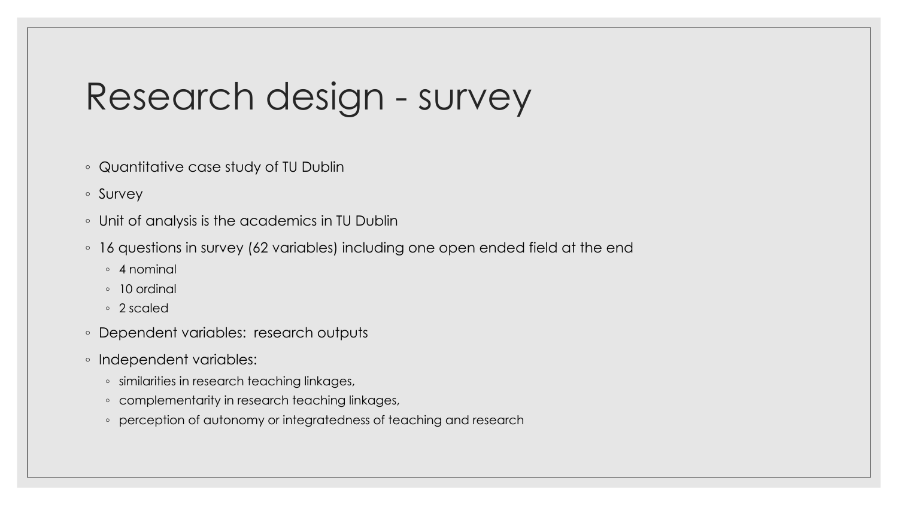# Research design - survey

- Quantitative case study of TU Dublin
- Survey
- Unit of analysis is the academics in TU Dublin
- 16 questions in survey (62 variables) including one open ended field at the end
  - 4 nominal
  - 10 ordinal
  - 2 scaled
- Dependent variables: research outputs
- Independent variables:
  - similarities in research teaching linkages,
  - complementarity in research teaching linkages,
  - perception of autonomy or integratedness of teaching and research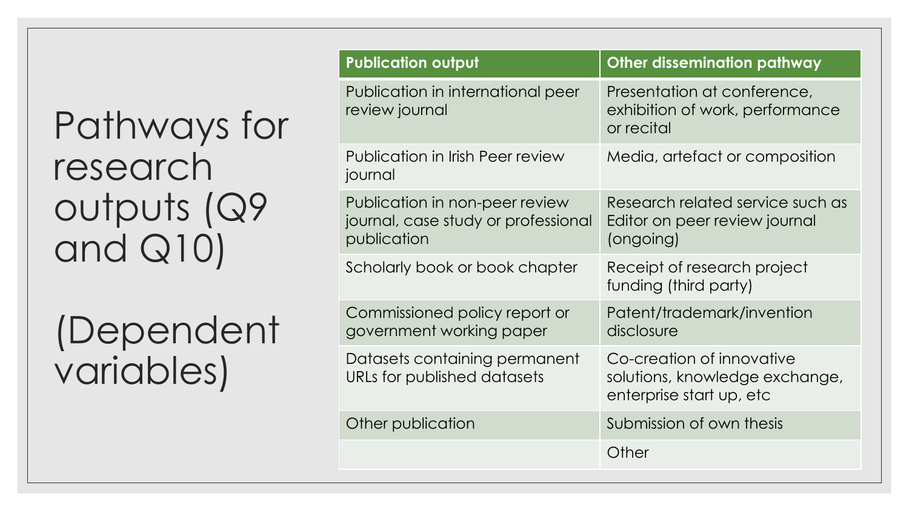# Pathways for research outputs (Q9 and Q10)

(Dependent variables)

| Publication output | Other dissemination pathway |
| --- | --- |
| Publication in international peer review journal | Presentation at conference, exhibition of work, performance or recital |
| Publication in Irish Peer review journal | Media, artefact or composition |
| Publication in non-peer review journal, case study or professional publication | Research related service such as Editor on peer review journal (ongoing) |
| Scholarly book or book chapter | Receipt of research project funding (third party) |
| Commissioned policy report or government working paper | Patent/trademark/invention disclosure |
| Datasets containing permanent URLs for published datasets | Co-creation of innovative solutions, knowledge exchange, enterprise start up, etc |
| Other publication | Submission of own thesis |
| | Other |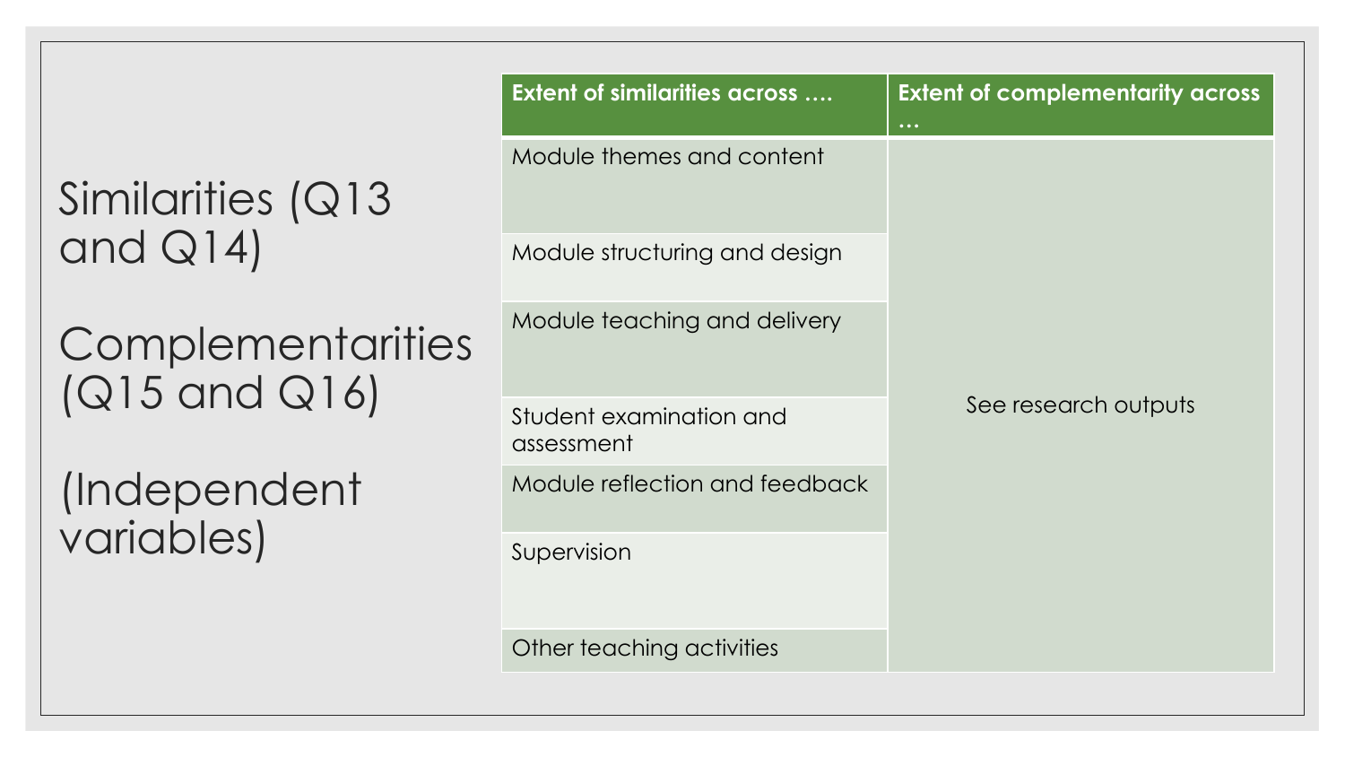# Similarities (Q13 and Q14)

# Complementarities (Q15 and Q16)

# (Independent variables)

| **Extent of similarities across ….** | **Extent of complementarity across …** |
|---|---|
| Module themes and content | See research outputs |
| Module structuring and design | |
| Module teaching and delivery | |
| Student examination and assessment | |
| Module reflection and feedback | |
| Supervision | |
| Other teaching activities | |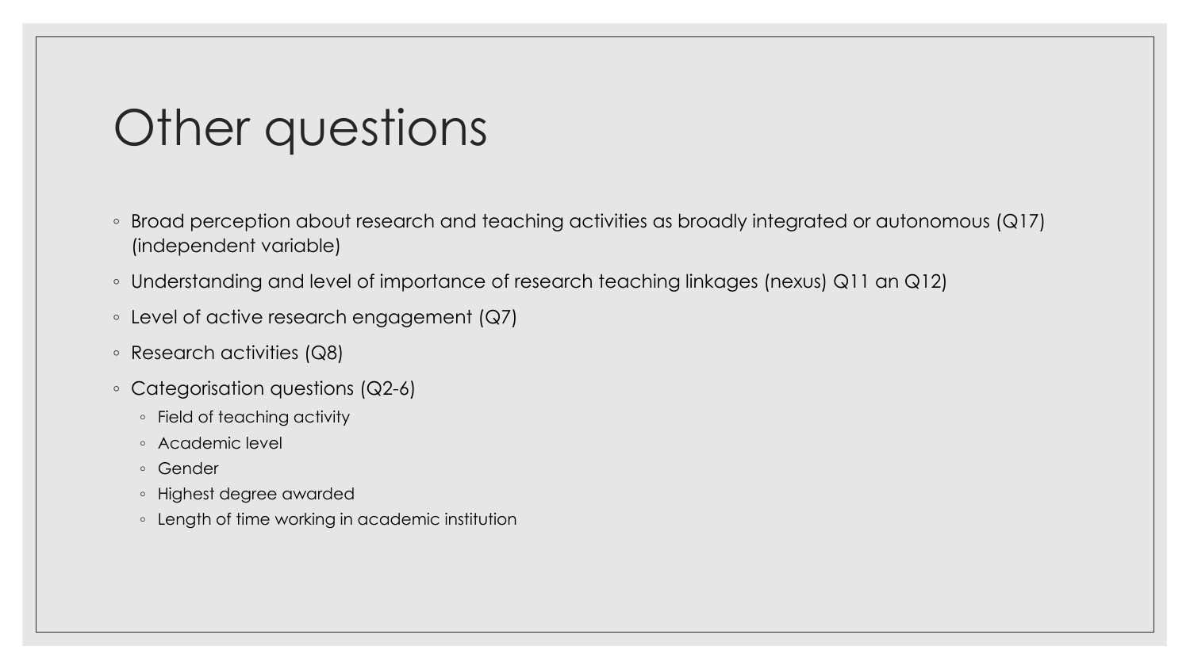# Other questions

- Broad perception about research and teaching activities as broadly integrated or autonomous (Q17) (independent variable)
- Understanding and level of importance of research teaching linkages (nexus) Q11 an Q12)
- Level of active research engagement (Q7)
- Research activities (Q8)
- Categorisation questions (Q2-6)
  - Field of teaching activity
  - Academic level
  - Gender
  - Highest degree awarded
  - Length of time working in academic institution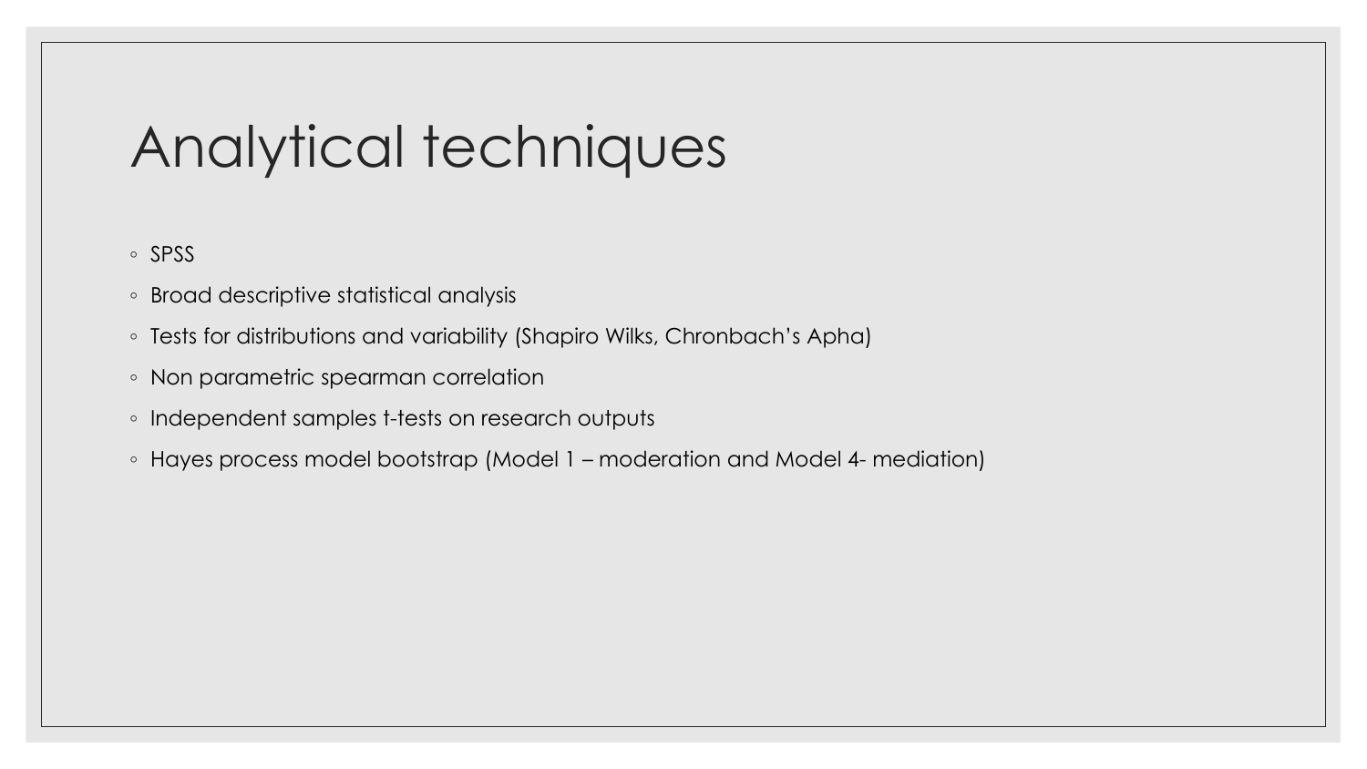# Analytical techniques

- SPSS
- Broad descriptive statistical analysis
- Tests for distributions and variability (Shapiro Wilks, Chronbach's Apha)
- Non parametric spearman correlation
- Independent samples t-tests on research outputs
- Hayes process model bootstrap (Model 1 – moderation and Model 4- mediation)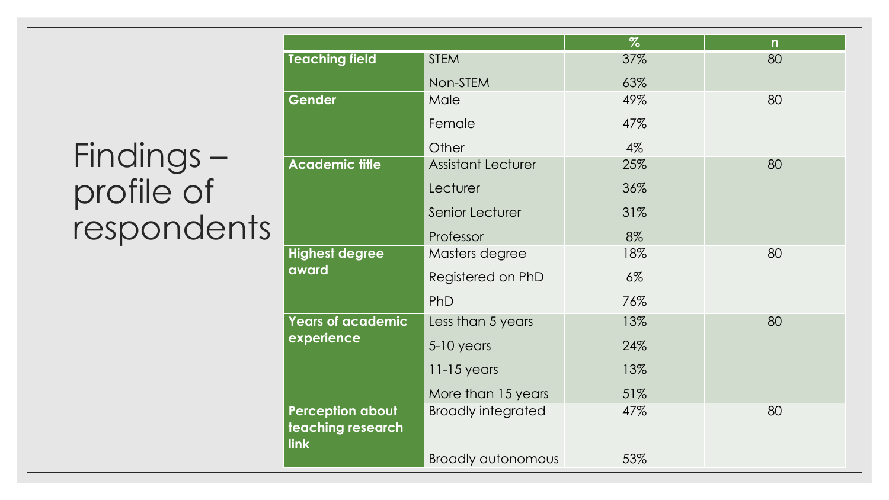# Findings – profile of respondents

| | | % | n |
|---|---|---|---|
| **Teaching field** | STEM | 37% | 80 |
| | Non-STEM | 63% | |
| **Gender** | Male | 49% | 80 |
| | Female | 47% | |
| | Other | 4% | |
| **Academic title** | Assistant Lecturer | 25% | 80 |
| | Lecturer | 36% | |
| | Senior Lecturer | 31% | |
| | Professor | 8% | |
| **Highest degree award** | Masters degree | 18% | 80 |
| | Registered on PhD | 6% | |
| | PhD | 76% | |
| **Years of academic experience** | Less than 5 years | 13% | 80 |
| | 5-10 years | 24% | |
| | 11-15 years | 13% | |
| | More than 15 years | 51% | |
| **Perception about teaching research link** | Broadly integrated | 47% | 80 |
| | Broadly autonomous | 53% | |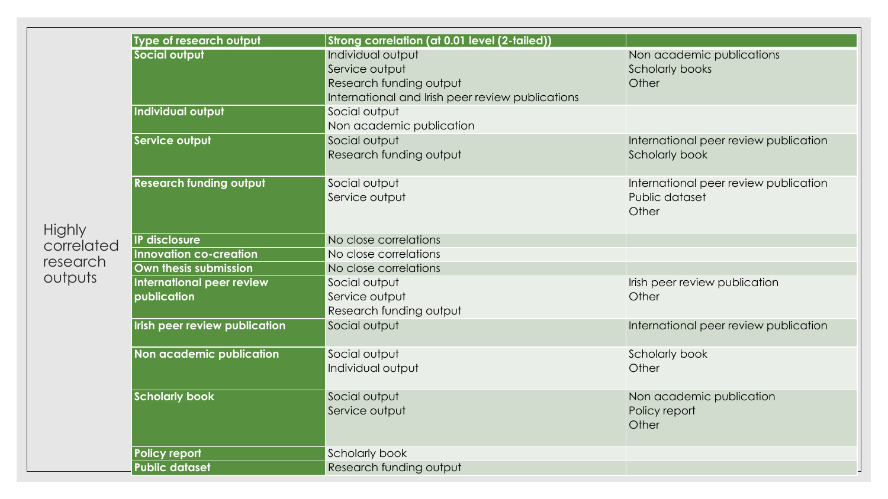## Highly correlated research outputs

| Type of research output | Strong correlation (at 0.01 level (2-tailed)) | |
|---|---|---|
| **Social output** | Individual output<br>Service output<br>Research funding output<br>International and Irish peer review publications | Non academic publications<br>Scholarly books<br>Other |
| **Individual output** | Social output<br>Non academic publication | |
| **Service output** | Social output<br>Research funding output | International peer review publication<br>Scholarly book |
| **Research funding output** | Social output<br>Service output | International peer review publication<br>Public dataset<br>Other |
| **IP disclosure** | No close correlations | |
| **Innovation co-creation** | No close correlations | |
| **Own thesis submission** | No close correlations | |
| **International peer review publication** | Social output<br>Service output<br>Research funding output | Irish peer review publication<br>Other |
| **Irish peer review publication** | Social output | International peer review publication |
| **Non academic publication** | Social output<br>Individual output | Scholarly book<br>Other |
| **Scholarly book** | Social output<br>Service output | Non academic publication<br>Policy report<br>Other |
| **Policy report** | Scholarly book | |
| **Public dataset** | Research funding output | |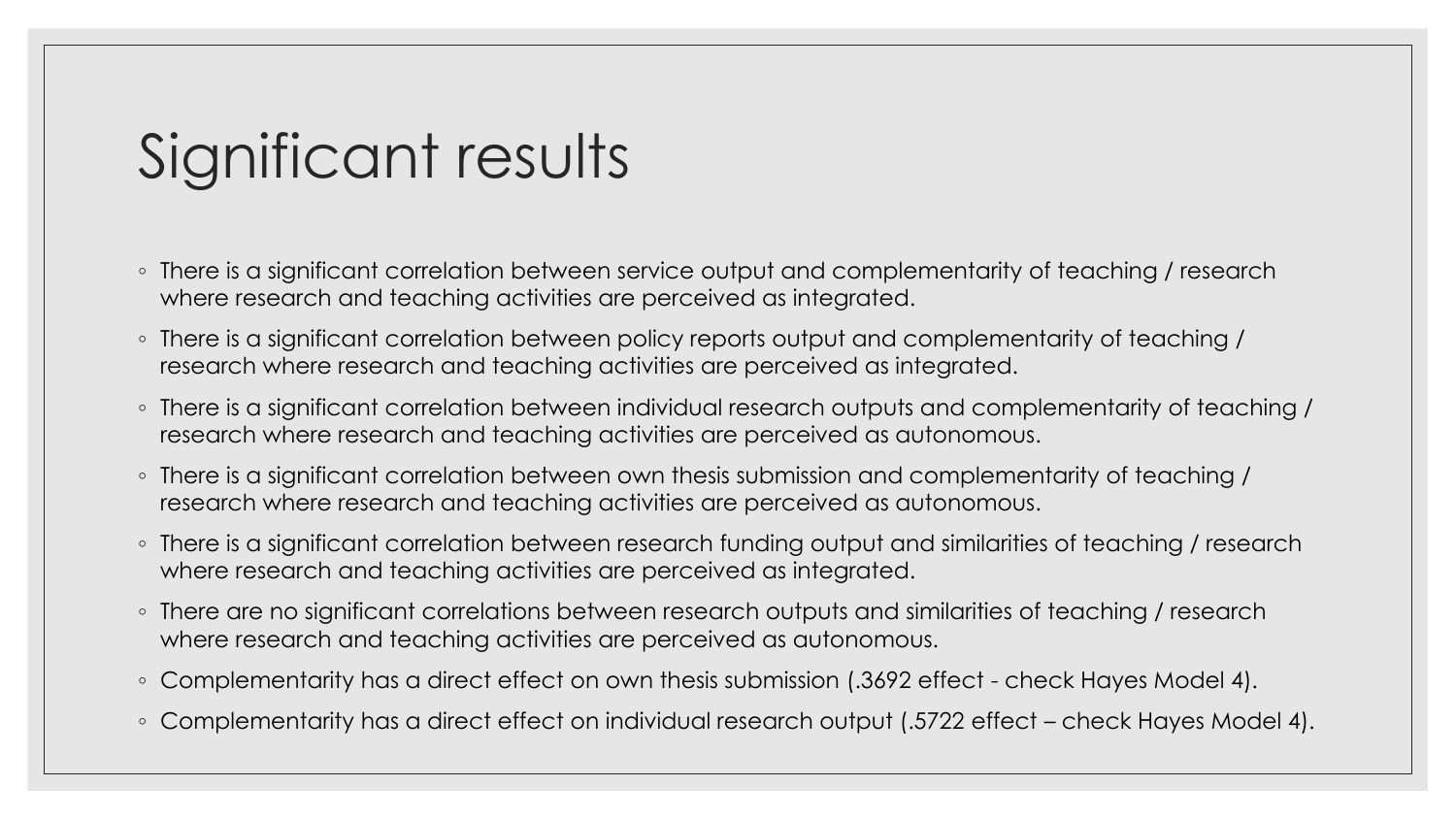# Significant results

- There is a significant correlation between service output and complementarity of teaching / research where research and teaching activities are perceived as integrated.
- There is a significant correlation between policy reports output and complementarity of teaching / research where research and teaching activities are perceived as integrated.
- There is a significant correlation between individual research outputs and complementarity of teaching / research where research and teaching activities are perceived as autonomous.
- There is a significant correlation between own thesis submission and complementarity of teaching / research where research and teaching activities are perceived as autonomous.
- There is a significant correlation between research funding output and similarities of teaching / research where research and teaching activities are perceived as integrated.
- There are no significant correlations between research outputs and similarities of teaching / research where research and teaching activities are perceived as autonomous.
- Complementarity has a direct effect on own thesis submission (.3692 effect - check Hayes Model 4).
- Complementarity has a direct effect on individual research output (.5722 effect – check Hayes Model 4).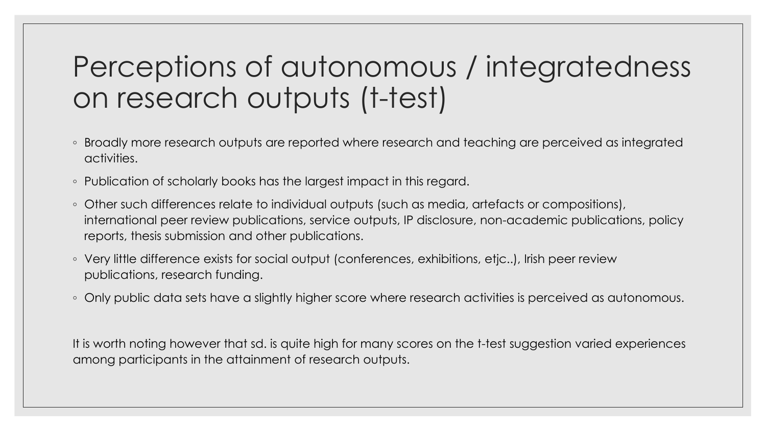# Perceptions of autonomous / integratedness on research outputs (t-test)

- Broadly more research outputs are reported where research and teaching are perceived as integrated activities.
- Publication of scholarly books has the largest impact in this regard.
- Other such differences relate to individual outputs (such as media, artefacts or compositions), international peer review publications, service outputs, IP disclosure, non-academic publications, policy reports, thesis submission and other publications.
- Very little difference exists for social output (conferences, exhibitions, etjc..), Irish peer review publications, research funding.
- Only public data sets have a slightly higher score where research activities is perceived as autonomous.

It is worth noting however that sd. is quite high for many scores on the t-test suggestion varied experiences among participants in the attainment of research outputs.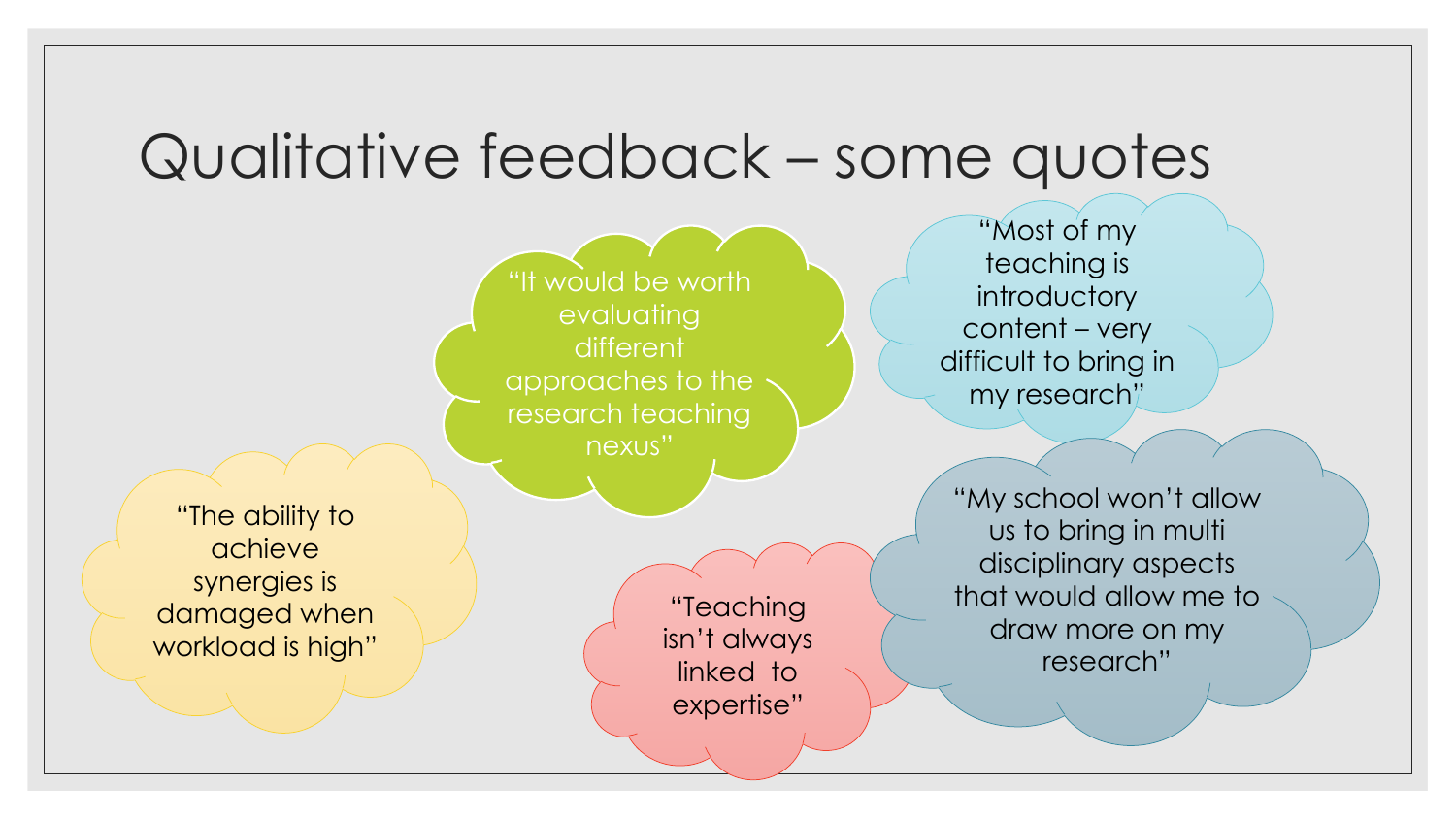# Qualitative feedback – some quotes

"It would be worth evaluating different approaches to the research teaching nexus"

"Most of my teaching is introductory content – very difficult to bring in my research"

"The ability to achieve synergies is damaged when workload is high"

"Teaching isn't always linked to expertise"

"My school won't allow us to bring in multi disciplinary aspects that would allow me to draw more on my research"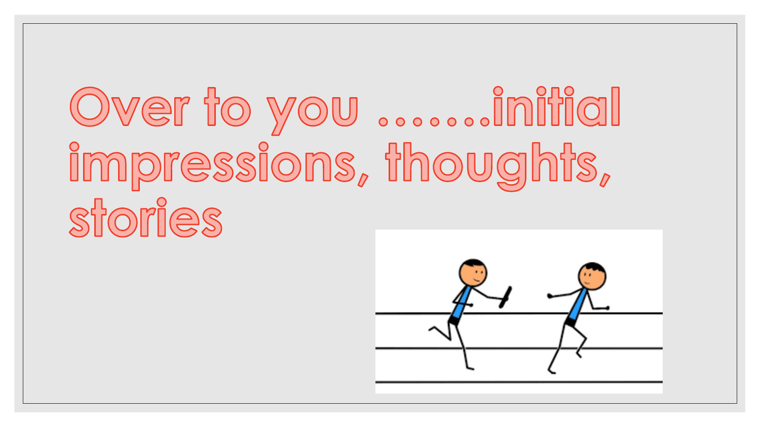# Over to you …….initial impressions, thoughts, stories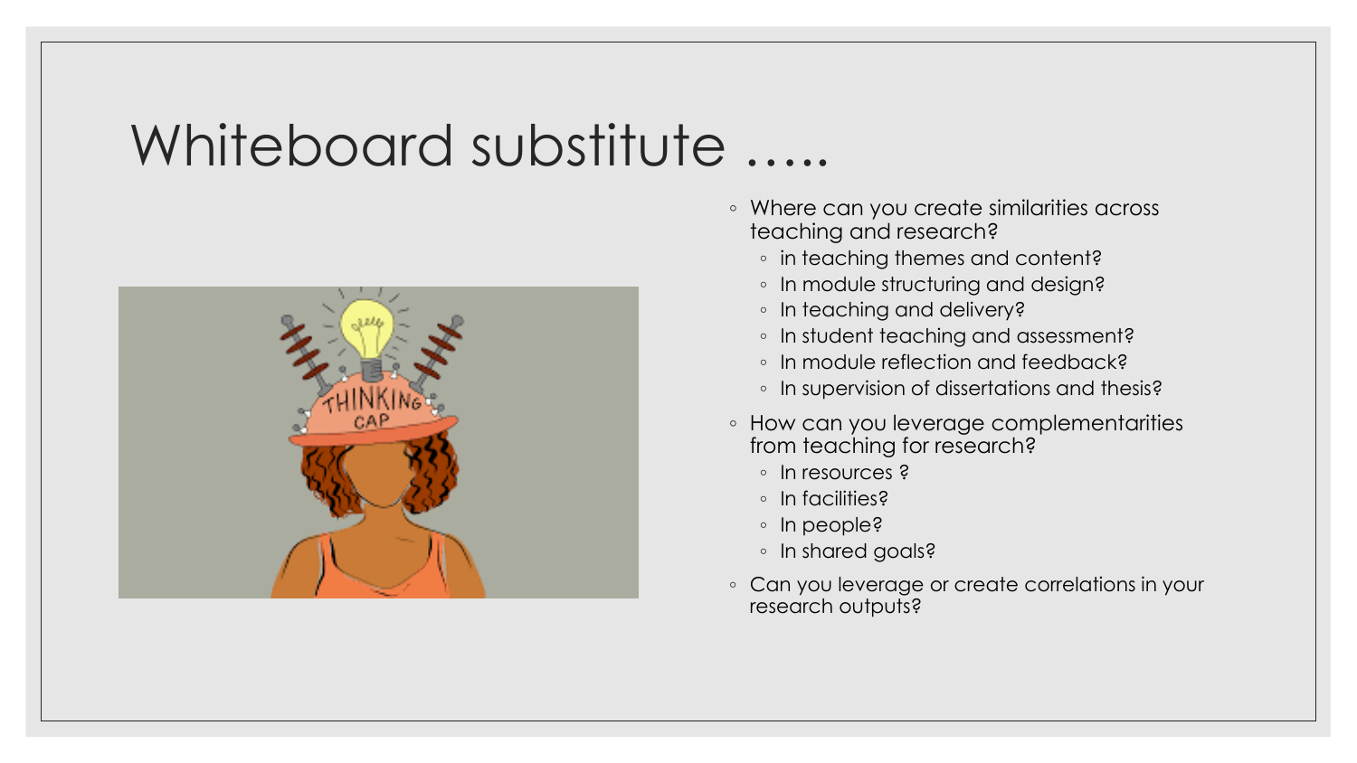# Whiteboard substitute …..

- Where can you create similarities across teaching and research?
  - in teaching themes and content?
  - In module structuring and design?
  - In teaching and delivery?
  - In student teaching and assessment?
  - In module reflection and feedback?
  - In supervision of dissertations and thesis?
- How can you leverage complementarities from teaching for research?
  - In resources ?
  - In facilities?
  - In people?
  - In shared goals?
- Can you leverage or create correlations in your research outputs?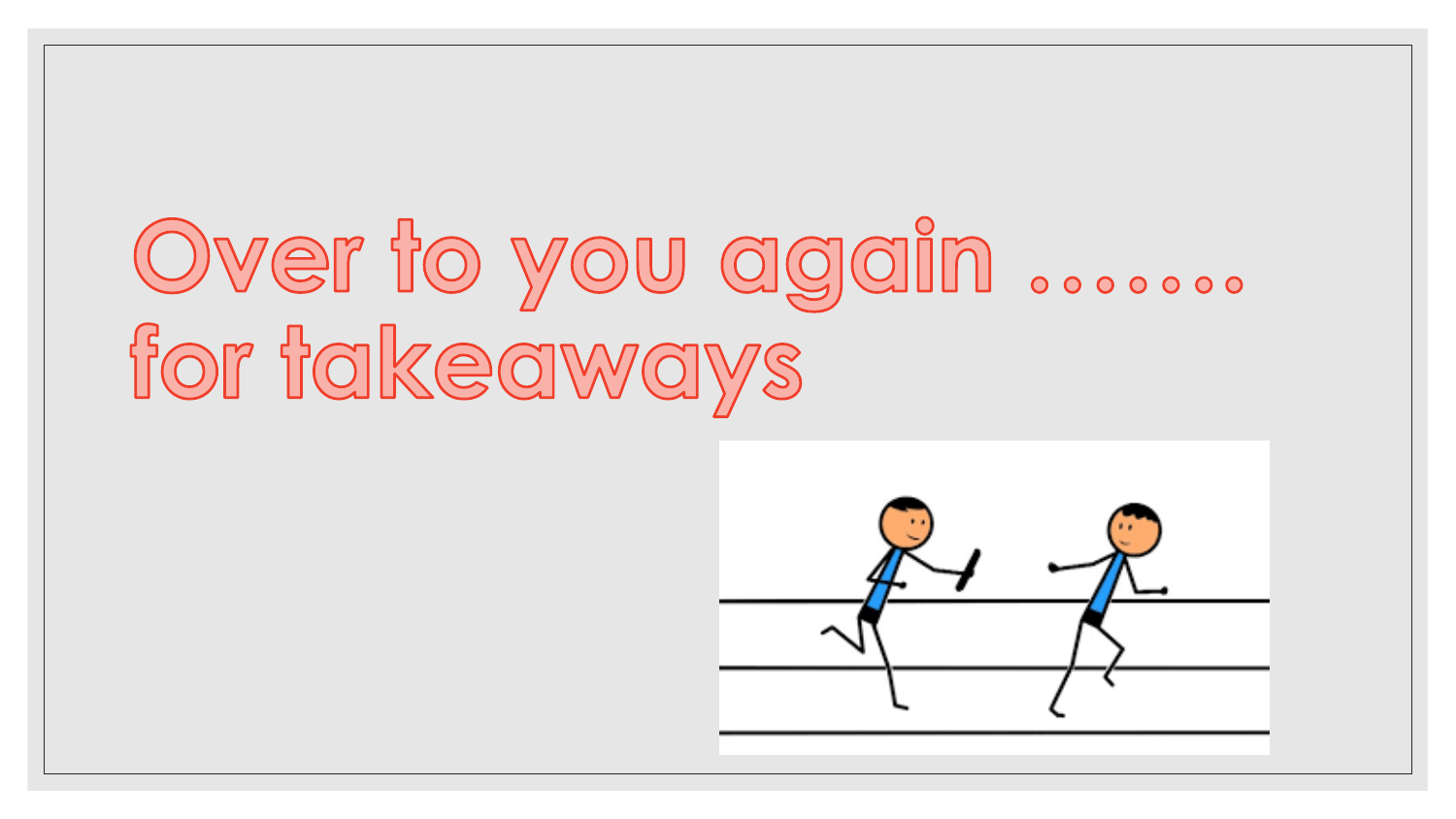# Over to you again ……. for takeaways